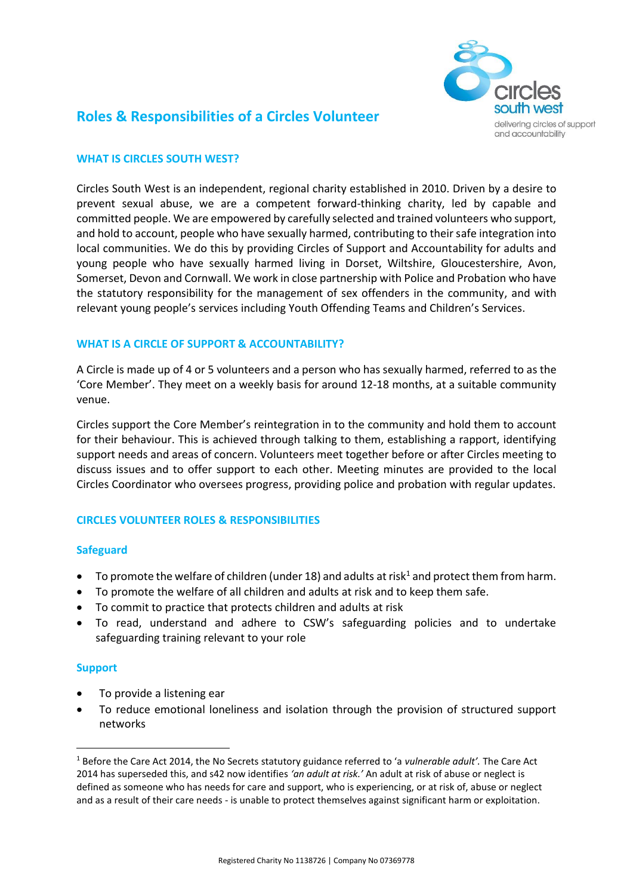# Roles & Responsibilities of a Circles Volunteer

circles south west
delivering circles of support and accountability

## WHAT IS CIRCLES SOUTH WEST?

Circles South West is an independent, regional charity established in 2010. Driven by a desire to prevent sexual abuse, we are a competent forward-thinking charity, led by capable and committed people. We are empowered by carefully selected and trained volunteers who support, and hold to account, people who have sexually harmed, contributing to their safe integration into local communities. We do this by providing Circles of Support and Accountability for adults and young people who have sexually harmed living in Dorset, Wiltshire, Gloucestershire, Avon, Somerset, Devon and Cornwall. We work in close partnership with Police and Probation who have the statutory responsibility for the management of sex offenders in the community, and with relevant young people's services including Youth Offending Teams and Children's Services.

## WHAT IS A CIRCLE OF SUPPORT & ACCOUNTABILITY?

A Circle is made up of 4 or 5 volunteers and a person who has sexually harmed, referred to as the 'Core Member'. They meet on a weekly basis for around 12-18 months, at a suitable community venue.

Circles support the Core Member's reintegration in to the community and hold them to account for their behaviour. This is achieved through talking to them, establishing a rapport, identifying support needs and areas of concern. Volunteers meet together before or after Circles meeting to discuss issues and to offer support to each other. Meeting minutes are provided to the local Circles Coordinator who oversees progress, providing police and probation with regular updates.

## CIRCLES VOLUNTEER ROLES & RESPONSIBILITIES

### Safeguard

- To promote the welfare of children (under 18) and adults at risk[1] and protect them from harm.
- To promote the welfare of all children and adults at risk and to keep them safe.
- To commit to practice that protects children and adults at risk
- To read, understand and adhere to CSW's safeguarding policies and to undertake safeguarding training relevant to your role

### Support

- To provide a listening ear
- To reduce emotional loneliness and isolation through the provision of structured support networks

---

[1] Before the Care Act 2014, the No Secrets statutory guidance referred to 'a *vulnerable adult'.* The Care Act 2014 has superseded this, and s42 now identifies *'an adult at risk.'* An adult at risk of abuse or neglect is defined as someone who has needs for care and support, who is experiencing, or at risk of, abuse or neglect and as a result of their care needs - is unable to protect themselves against significant harm or exploitation.

Registered Charity No 1138726 | Company No 07369778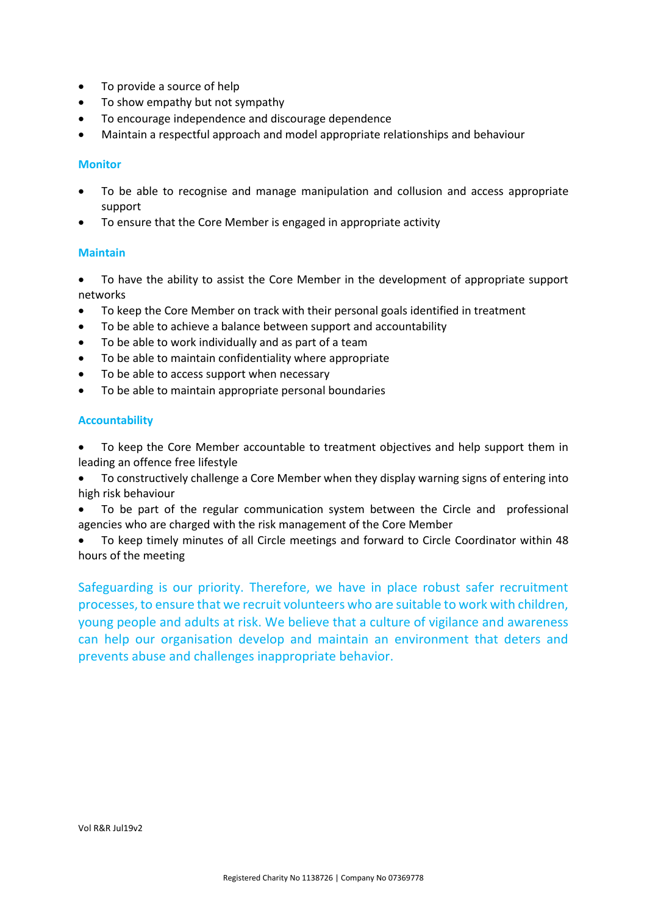- To provide a source of help
- To show empathy but not sympathy
- To encourage independence and discourage dependence
- Maintain a respectful approach and model appropriate relationships and behaviour

### Monitor

- To be able to recognise and manage manipulation and collusion and access appropriate support
- To ensure that the Core Member is engaged in appropriate activity

### Maintain

- To have the ability to assist the Core Member in the development of appropriate support networks
- To keep the Core Member on track with their personal goals identified in treatment
- To be able to achieve a balance between support and accountability
- To be able to work individually and as part of a team
- To be able to maintain confidentiality where appropriate
- To be able to access support when necessary
- To be able to maintain appropriate personal boundaries

### Accountability

- To keep the Core Member accountable to treatment objectives and help support them in leading an offence free lifestyle
- To constructively challenge a Core Member when they display warning signs of entering into high risk behaviour
- To be part of the regular communication system between the Circle and professional agencies who are charged with the risk management of the Core Member
- To keep timely minutes of all Circle meetings and forward to Circle Coordinator within 48 hours of the meeting

Safeguarding is our priority. Therefore, we have in place robust safer recruitment processes, to ensure that we recruit volunteers who are suitable to work with children, young people and adults at risk. We believe that a culture of vigilance and awareness can help our organisation develop and maintain an environment that deters and prevents abuse and challenges inappropriate behavior.

Vol R&R Jul19v2